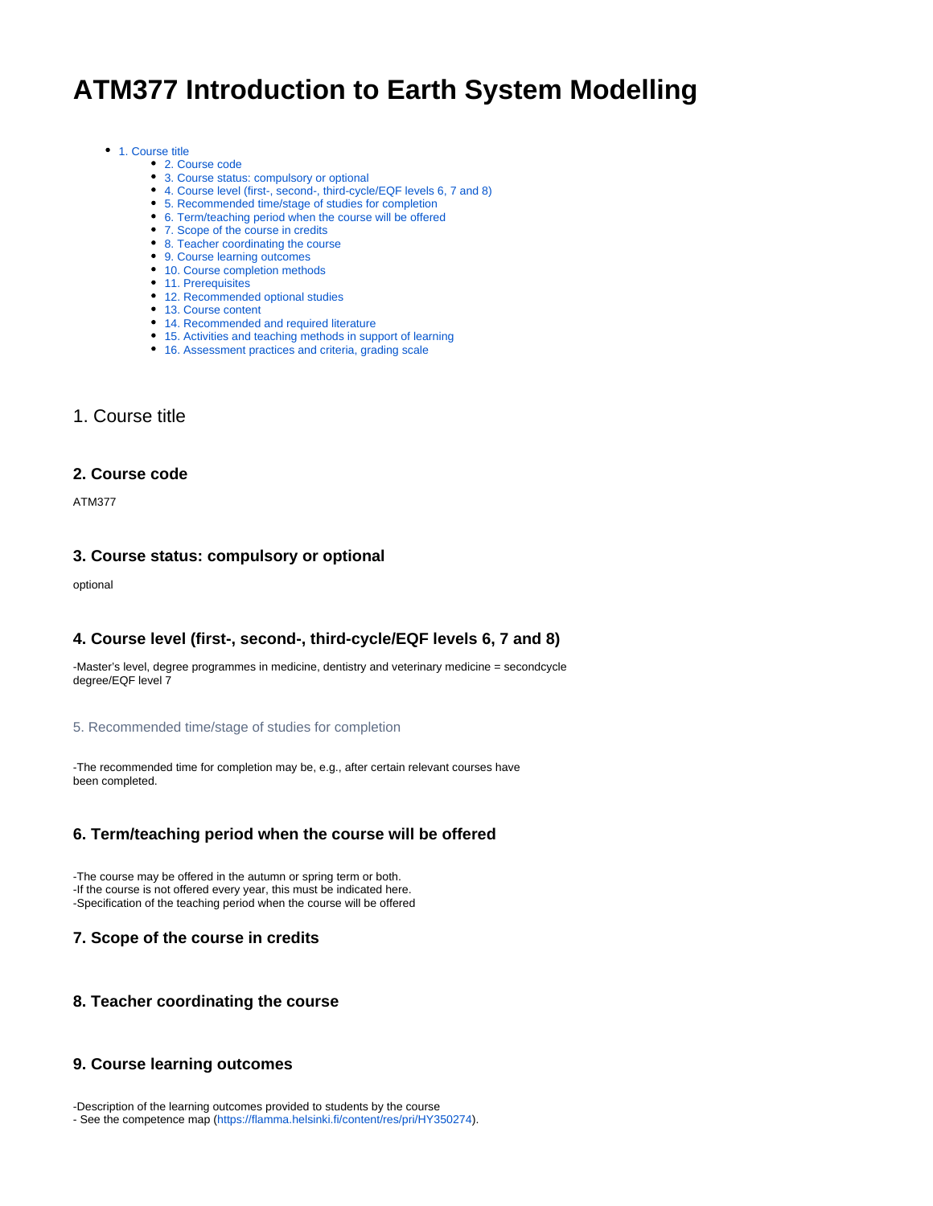# ATM377 Introduction to Earth System Modelling

- 1. Course title
  - 2. Course code
  - 3. Course status: compulsory or optional
  - 4. Course level (first-, second-, third-cycle/EQF levels 6, 7 and 8)
  - 5. Recommended time/stage of studies for completion
  - 6. Term/teaching period when the course will be offered
  - 7. Scope of the course in credits
  - 8. Teacher coordinating the course
  - 9. Course learning outcomes
  - 10. Course completion methods
  - 11. Prerequisites
  - 12. Recommended optional studies
  - 13. Course content
  - 14. Recommended and required literature
  - 15. Activities and teaching methods in support of learning
  - 16. Assessment practices and criteria, grading scale

## 1. Course title

### 2. Course code

ATM377

### 3. Course status: compulsory or optional

optional

### 4. Course level (first-, second-, third-cycle/EQF levels 6, 7 and 8)

-Master's level, degree programmes in medicine, dentistry and veterinary medicine = secondcycle degree/EQF level 7

### 5. Recommended time/stage of studies for completion

-The recommended time for completion may be, e.g., after certain relevant courses have been completed.

### 6. Term/teaching period when the course will be offered

-The course may be offered in the autumn or spring term or both.
-If the course is not offered every year, this must be indicated here.
-Specification of the teaching period when the course will be offered

### 7. Scope of the course in credits

### 8. Teacher coordinating the course

### 9. Course learning outcomes

-Description of the learning outcomes provided to students by the course
- See the competence map (https://flamma.helsinki.fi/content/res/pri/HY350274).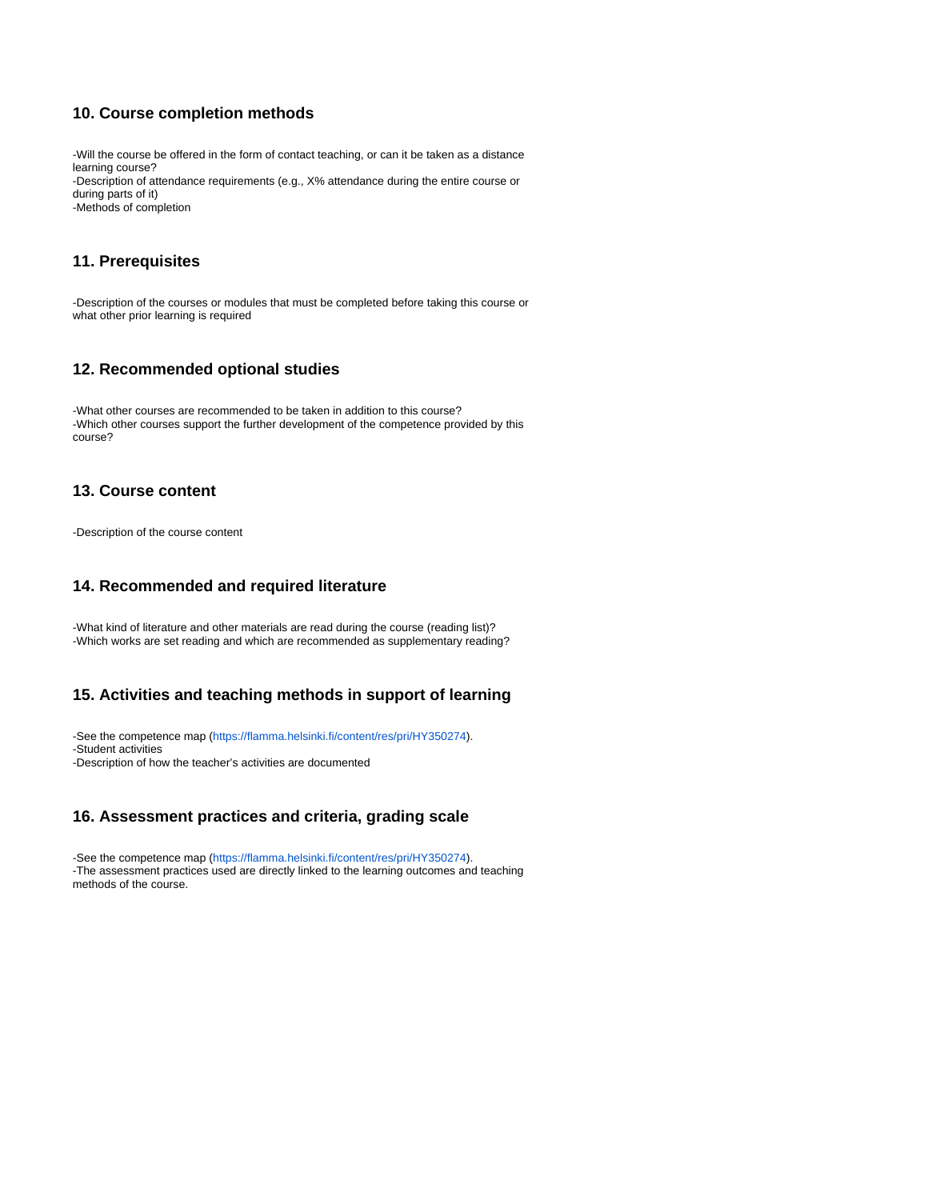## 10. Course completion methods

-Will the course be offered in the form of contact teaching, or can it be taken as a distance learning course?
-Description of attendance requirements (e.g., X% attendance during the entire course or during parts of it)
-Methods of completion

## 11. Prerequisites

-Description of the courses or modules that must be completed before taking this course or what other prior learning is required

## 12. Recommended optional studies

-What other courses are recommended to be taken in addition to this course?
-Which other courses support the further development of the competence provided by this course?

## 13. Course content

-Description of the course content

## 14. Recommended and required literature

-What kind of literature and other materials are read during the course (reading list)?
-Which works are set reading and which are recommended as supplementary reading?

## 15. Activities and teaching methods in support of learning

-See the competence map (https://flamma.helsinki.fi/content/res/pri/HY350274).
-Student activities
-Description of how the teacher's activities are documented

## 16. Assessment practices and criteria, grading scale

-See the competence map (https://flamma.helsinki.fi/content/res/pri/HY350274).
-The assessment practices used are directly linked to the learning outcomes and teaching methods of the course.